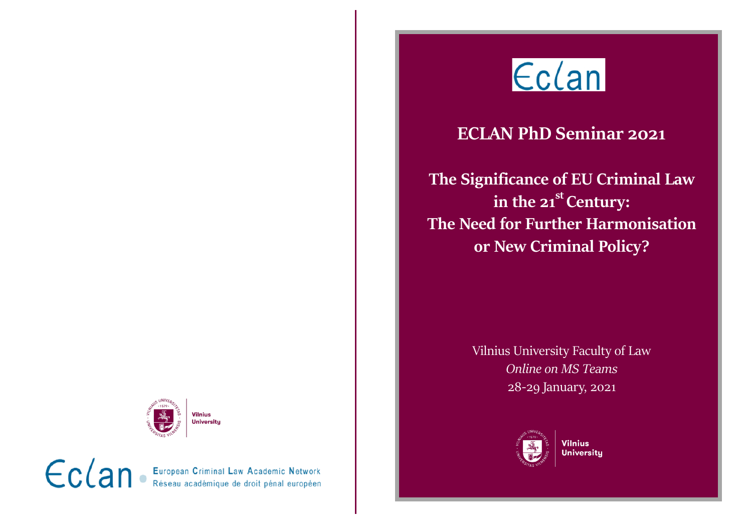Vilnius University

Eclan European Criminal Law Academic Network
Réseau académique de droit pénal européen

Eclan

# ECLAN PhD Seminar 2021

## The Significance of EU Criminal Law in the 21st Century: The Need for Further Harmonisation or New Criminal Policy?

Vilnius University Faculty of Law
*Online on MS Teams*
28-29 January, 2021

Vilnius University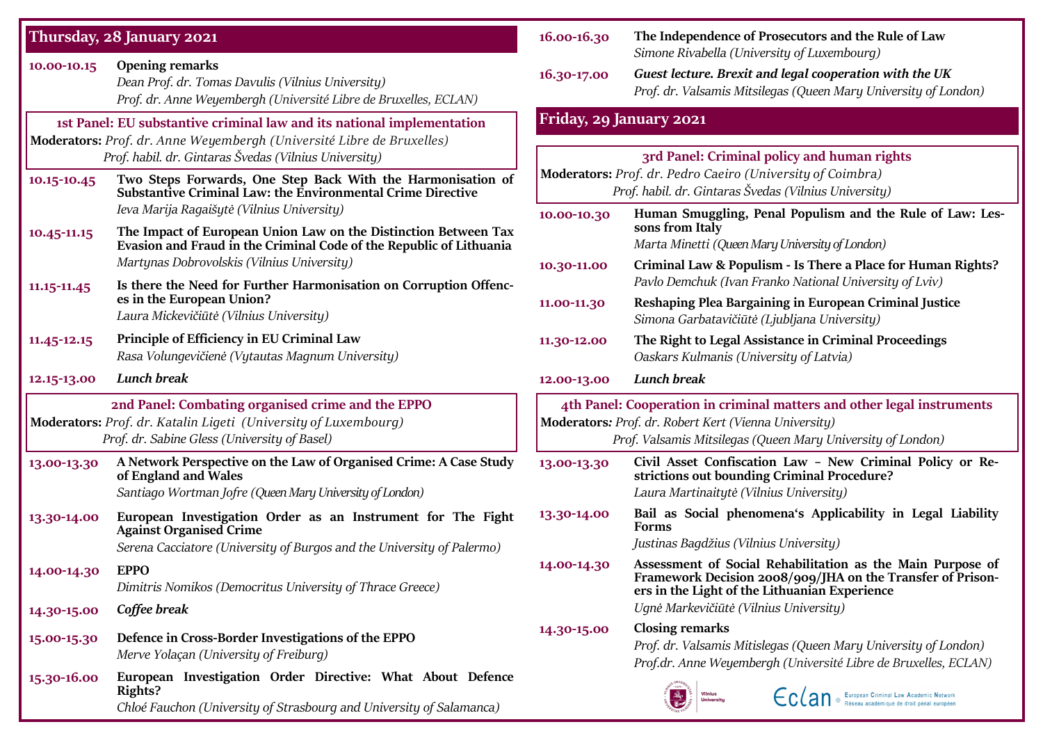## Thursday, 28 January 2021

**10.00-10.15** **Opening remarks**
*Dean Prof. dr. Tomas Davulis (Vilnius University)*
*Prof. dr. Anne Weyembergh (Université Libre de Bruxelles, ECLAN)*

### 1st Panel: EU substantive criminal law and its national implementation

**Moderators:** *Prof. dr. Anne Weyembergh (Université Libre de Bruxelles)*
*Prof. habil. dr. Gintaras Švedas (Vilnius University)*

**10.15-10.45** **Two Steps Forwards, One Step Back With the Harmonisation of Substantive Criminal Law: the Environmental Crime Directive**
*Ieva Marija Ragaišytė (Vilnius University)*

**10.45-11.15** **The Impact of European Union Law on the Distinction Between Tax Evasion and Fraud in the Criminal Code of the Republic of Lithuania**
*Martynas Dobrovolskis (Vilnius University)*

**11.15-11.45** **Is there the Need for Further Harmonisation on Corruption Offences in the European Union?**
*Laura Mickevičiūtė (Vilnius University)*

**11.45-12.15** **Principle of Efficiency in EU Criminal Law**
*Rasa Volungevičienė (Vytautas Magnum University)*

**12.15-13.00** ***Lunch break***

### 2nd Panel: Combating organised crime and the EPPO

**Moderators:** *Prof. dr. Katalin Ligeti (University of Luxembourg)*
*Prof. dr. Sabine Gless (University of Basel)*

**13.00-13.30** **A Network Perspective on the Law of Organised Crime: A Case Study of England and Wales**
*Santiago Wortman Jofre (Queen Mary University of London)*

**13.30-14.00** **European Investigation Order as an Instrument for The Fight Against Organised Crime**
*Serena Cacciatore (University of Burgos and the University of Palermo)*

**14.00-14.30** **EPPO**
*Dimitris Nomikos (Democritus University of Thrace Greece)*

**14.30-15.00** ***Coffee break***

**15.00-15.30** **Defence in Cross-Border Investigations of the EPPO**
*Merve Yolaçan (University of Freiburg)*

**15.30-16.00** **European Investigation Order Directive: What About Defence Rights?**
*Chloé Fauchon (University of Strasbourg and University of Salamanca)*

**16.00-16.30** **The Independence of Prosecutors and the Rule of Law**
*Simone Rivabella (University of Luxembourg)*

**16.30-17.00** ***Guest lecture. Brexit and legal cooperation with the UK***
*Prof. dr. Valsamis Mitsilegas (Queen Mary University of London)*

## Friday, 29 January 2021

### 3rd Panel: Criminal policy and human rights

**Moderators:** *Prof. dr. Pedro Caeiro (University of Coimbra)*
*Prof. habil. dr. Gintaras Švedas (Vilnius University)*

**10.00-10.30** **Human Smuggling, Penal Populism and the Rule of Law: Lessons from Italy**
*Marta Minetti (Queen Mary University of London)*

**10.30-11.00** **Criminal Law & Populism - Is There a Place for Human Rights?**
*Pavlo Demchuk (Ivan Franko National University of Lviv)*

**11.00-11.30** **Reshaping Plea Bargaining in European Criminal Justice**
*Simona Garbatavičiūtė (Ljubljana University)*

**11.30-12.00** **The Right to Legal Assistance in Criminal Proceedings**
*Oaskars Kulmanis (University of Latvia)*

**12.00-13.00** ***Lunch break***

### 4th Panel: Cooperation in criminal matters and other legal instruments

**Moderators:** *Prof. dr. Robert Kert (Vienna University)*
*Prof. Valsamis Mitsilegas (Queen Mary University of London)*

**13.00-13.30** **Civil Asset Confiscation Law – New Criminal Policy or Restrictions out bounding Criminal Procedure?**
*Laura Martinaitytė (Vilnius University)*

**13.30-14.00** **Bail as Social phenomena‘s Applicability in Legal Liability Forms**
*Justinas Bagdžius (Vilnius University)*

**14.00-14.30** **Assessment of Social Rehabilitation as the Main Purpose of Framework Decision 2008/909/JHA on the Transfer of Prisoners in the Light of the Lithuanian Experience**
*Ugnė Markevičiūtė (Vilnius University)*

**14.30-15.00** **Closing remarks**
*Prof. dr. Valsamis Mitislegas (Queen Mary University of London)*
*Prof.dr. Anne Weyembergh (Université Libre de Bruxelles, ECLAN)*

Vilnius University

Eclan – European Criminal Law Academic Network
Réseau académique de droit pénal européen